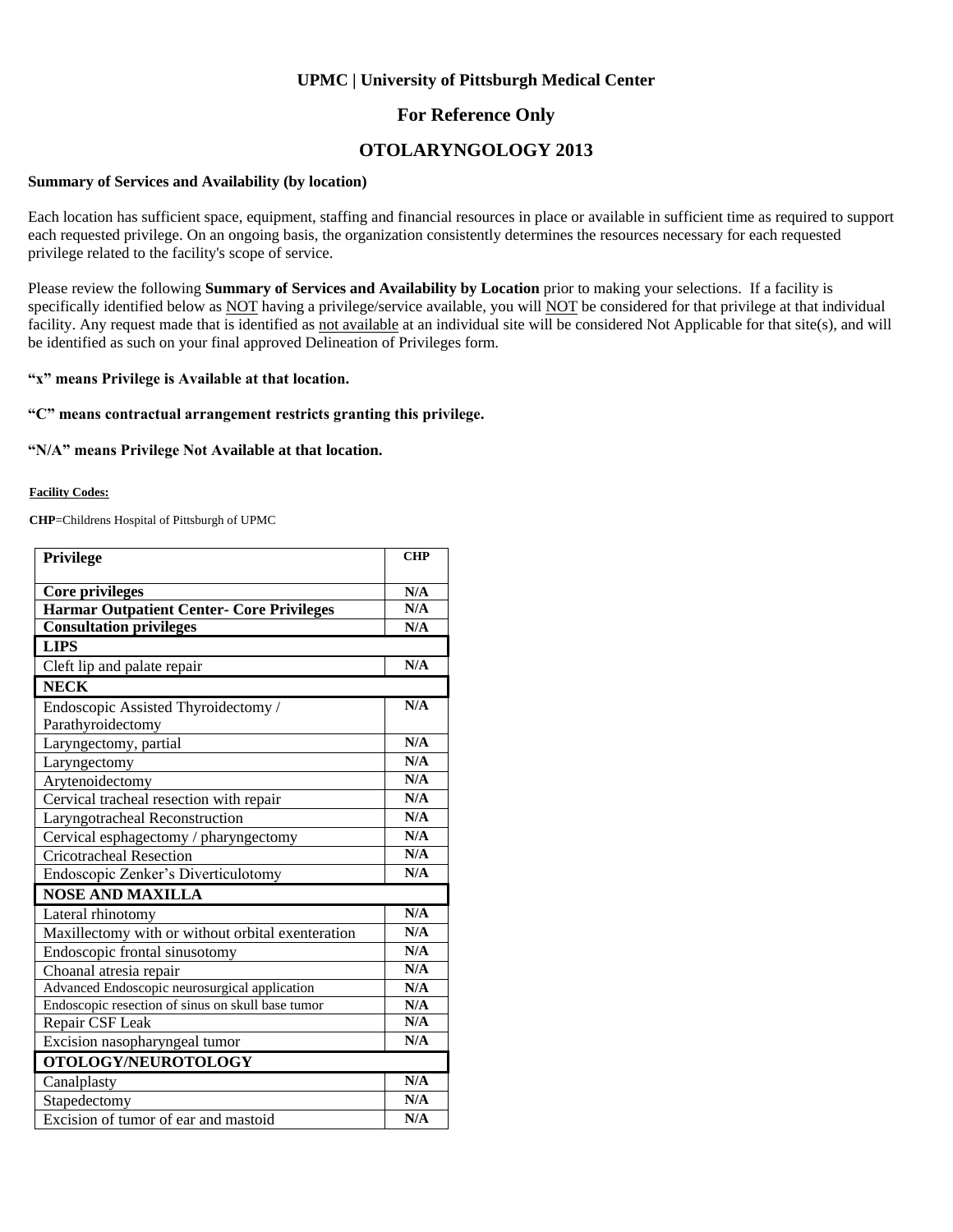**UPMC | University of Pittsburgh Medical Center**

## For Reference Only

# OTOLARYNGOLOGY 2013

**Summary of Services and Availability (by location)**

Each location has sufficient space, equipment, staffing and financial resources in place or available in sufficient time as required to support each requested privilege. On an ongoing basis, the organization consistently determines the resources necessary for each requested privilege related to the facility's scope of service.

Please review the following **Summary of Services and Availability by Location** prior to making your selections. If a facility is specifically identified below as NOT having a privilege/service available, you will NOT be considered for that privilege at that individual facility. Any request made that is identified as not available at an individual site will be considered Not Applicable for that site(s), and will be identified as such on your final approved Delineation of Privileges form.

**"x" means Privilege is Available at that location.**

**"C" means contractual arrangement restricts granting this privilege.**

**"N/A" means Privilege Not Available at that location.**

**Facility Codes:**

**CHP**=Childrens Hospital of Pittsburgh of UPMC

| Privilege | CHP |
|---|---|
| **Core privileges** | N/A |
| **Harmar Outpatient Center- Core Privileges** | N/A |
| **Consultation privileges** | N/A |
| **LIPS** | |
| Cleft lip and palate repair | N/A |
| **NECK** | |
| Endoscopic Assisted Thyroidectomy / Parathyroidectomy | N/A |
| Laryngectomy, partial | N/A |
| Laryngectomy | N/A |
| Arytenoidectomy | N/A |
| Cervical tracheal resection with repair | N/A |
| Laryngotracheal Reconstruction | N/A |
| Cervical esphagectomy / pharyngectomy | N/A |
| Cricotracheal Resection | N/A |
| Endoscopic Zenker's Diverticulotomy | N/A |
| **NOSE AND MAXILLA** | |
| Lateral rhinotomy | N/A |
| Maxillectomy with or without orbital exenteration | N/A |
| Endoscopic frontal sinusotomy | N/A |
| Choanal atresia repair | N/A |
| Advanced Endoscopic neurosurgical application | N/A |
| Endoscopic resection of sinus on skull base tumor | N/A |
| Repair CSF Leak | N/A |
| Excision nasopharyngeal tumor | N/A |
| **OTOLOGY/NEUROTOLOGY** | |
| Canalplasty | N/A |
| Stapedectomy | N/A |
| Excision of tumor of ear and mastoid | N/A |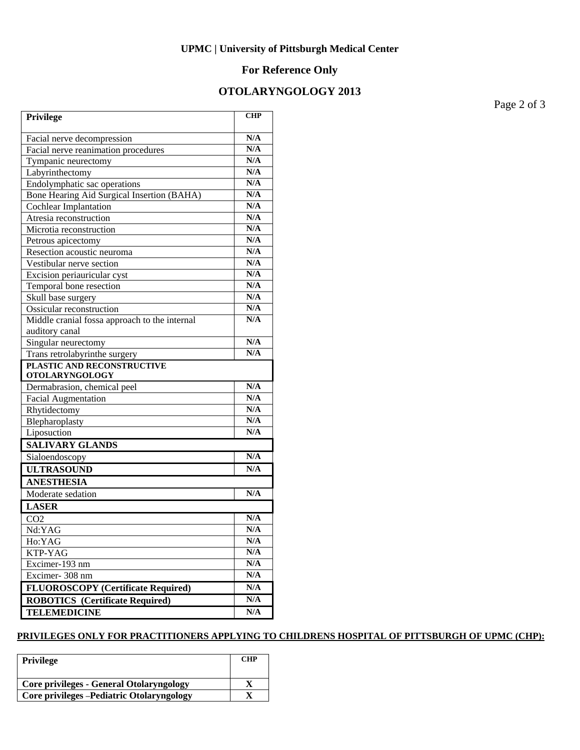**UPMC | University of Pittsburgh Medical Center**

**For Reference Only**

## OTOLARYNGOLOGY 2013

| Privilege | CHP |
|---|---|
| Facial nerve decompression | N/A |
| Facial nerve reanimation procedures | N/A |
| Tympanic neurectomy | N/A |
| Labyrinthectomy | N/A |
| Endolymphatic sac operations | N/A |
| Bone Hearing Aid Surgical Insertion (BAHA) | N/A |
| Cochlear Implantation | N/A |
| Atresia reconstruction | N/A |
| Microtia reconstruction | N/A |
| Petrous apicectomy | N/A |
| Resection acoustic neuroma | N/A |
| Vestibular nerve section | N/A |
| Excision periauricular cyst | N/A |
| Temporal bone resection | N/A |
| Skull base surgery | N/A |
| Ossicular reconstruction | N/A |
| Middle cranial fossa approach to the internal auditory canal | N/A |
| Singular neurectomy | N/A |
| Trans retrolabyrinthe surgery | N/A |
| **PLASTIC AND RECONSTRUCTIVE OTOLARYNGOLOGY** | |
| Dermabrasion, chemical peel | N/A |
| Facial Augmentation | N/A |
| Rhytidectomy | N/A |
| Blepharoplasty | N/A |
| Liposuction | N/A |
| **SALIVARY GLANDS** | |
| Sialoendoscopy | N/A |
| **ULTRASOUND** | N/A |
| **ANESTHESIA** | |
| Moderate sedation | N/A |
| **LASER** | |
| $CO_2$ | N/A |
| Nd:YAG | N/A |
| Ho:YAG | N/A |
| KTP-YAG | N/A |
| Excimer-193 nm | N/A |
| Excimer- 308 nm | N/A |
| **FLUOROSCOPY (Certificate Required)** | N/A |
| **ROBOTICS (Certificate Required)** | N/A |
| **TELEMEDICINE** | N/A |

**PRIVILEGES ONLY FOR PRACTITIONERS APPLYING TO CHILDRENS HOSPITAL OF PITTSBURGH OF UPMC (CHP):**

| Privilege | CHP |
|---|---|
| **Core privileges - General Otolaryngology** | X |
| **Core privileges –Pediatric Otolaryngology** | X |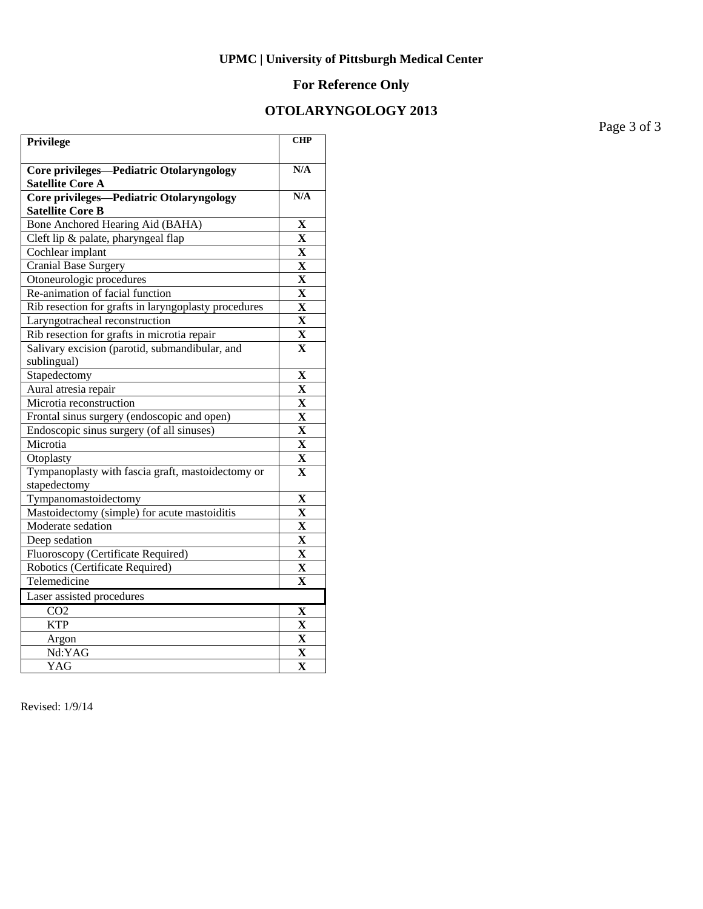**UPMC | University of Pittsburgh Medical Center**

**For Reference Only**

**OTOLARYNGOLOGY 2013**

| Privilege | CHP |
|---|---|
| **Core privileges—Pediatric Otolaryngology Satellite Core A** | N/A |
| **Core privileges—Pediatric Otolaryngology Satellite Core B** | N/A |
| Bone Anchored Hearing Aid (BAHA) | X |
| Cleft lip & palate, pharyngeal flap | X |
| Cochlear implant | X |
| Cranial Base Surgery | X |
| Otoneurologic procedures | X |
| Re-animation of facial function | X |
| Rib resection for grafts in laryngoplasty procedures | X |
| Laryngotracheal reconstruction | X |
| Rib resection for grafts in microtia repair | X |
| Salivary excision (parotid, submandibular, and sublingual) | X |
| Stapedectomy | X |
| Aural atresia repair | X |
| Microtia reconstruction | X |
| Frontal sinus surgery (endoscopic and open) | X |
| Endoscopic sinus surgery (of all sinuses) | X |
| Microtia | X |
| Otoplasty | X |
| Tympanoplasty with fascia graft, mastoidectomy or stapedectomy | X |
| Tympanomastoidectomy | X |
| Mastoidectomy (simple) for acute mastoiditis | X |
| Moderate sedation | X |
| Deep sedation | X |
| Fluoroscopy (Certificate Required) | X |
| Robotics (Certificate Required) | X |
| Telemedicine | X |
| Laser assisted procedures | |
| CO2 | X |
| KTP | X |
| Argon | X |
| Nd:YAG | X |
| YAG | X |

Revised: 1/9/14